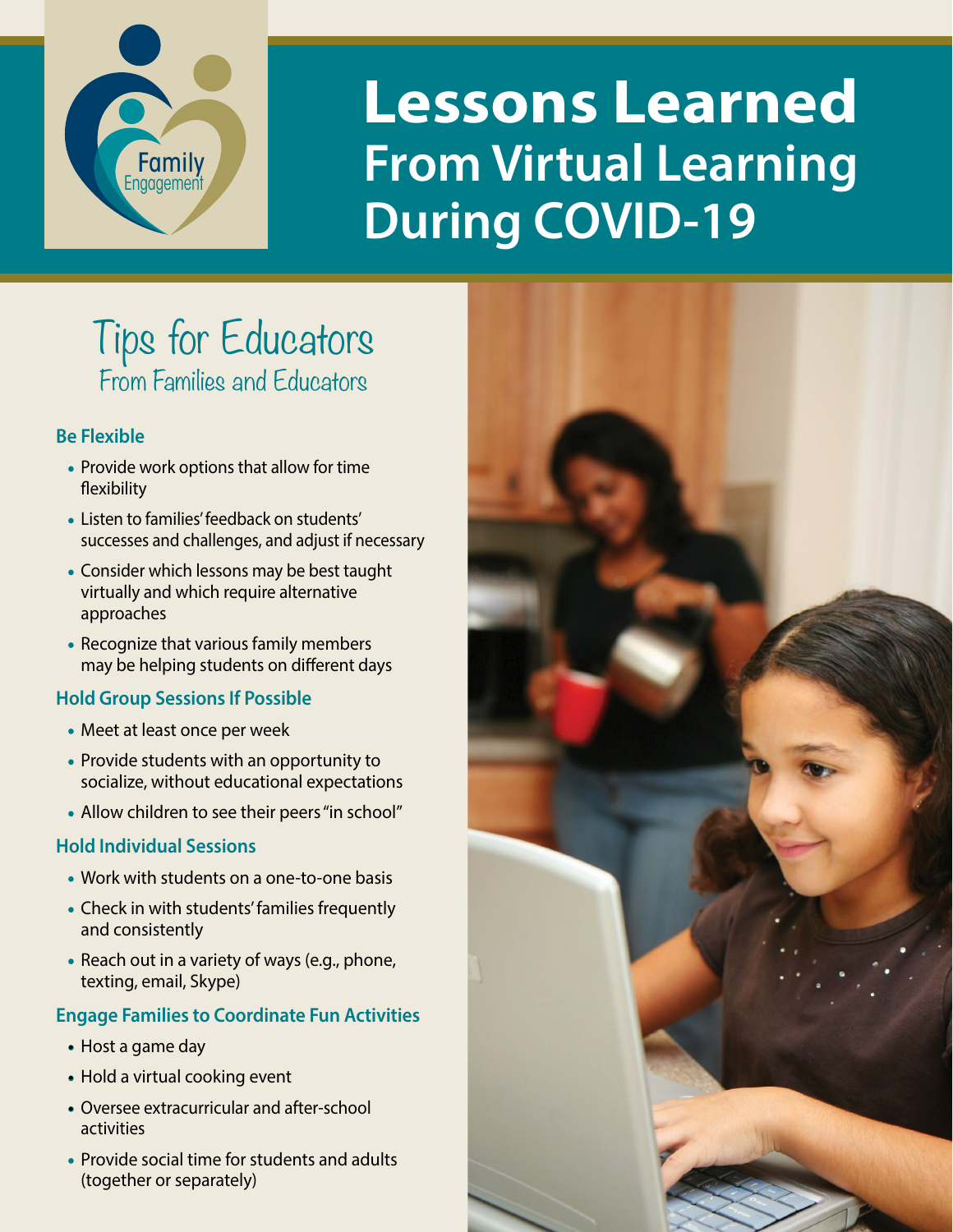# Lessons Learned From Virtual Learning During COVID-19

## Tips for Educators

### From Families and Educators

#### Be Flexible

- Provide work options that allow for time flexibility
- Listen to families' feedback on students' successes and challenges, and adjust if necessary
- Consider which lessons may be best taught virtually and which require alternative approaches
- Recognize that various family members may be helping students on different days

#### Hold Group Sessions If Possible

- Meet at least once per week
- Provide students with an opportunity to socialize, without educational expectations
- Allow children to see their peers "in school"

#### Hold Individual Sessions

- Work with students on a one-to-one basis
- Check in with students' families frequently and consistently
- Reach out in a variety of ways (e.g., phone, texting, email, Skype)

#### Engage Families to Coordinate Fun Activities

- Host a game day
- Hold a virtual cooking event
- Oversee extracurricular and after-school activities
- Provide social time for students and adults (together or separately)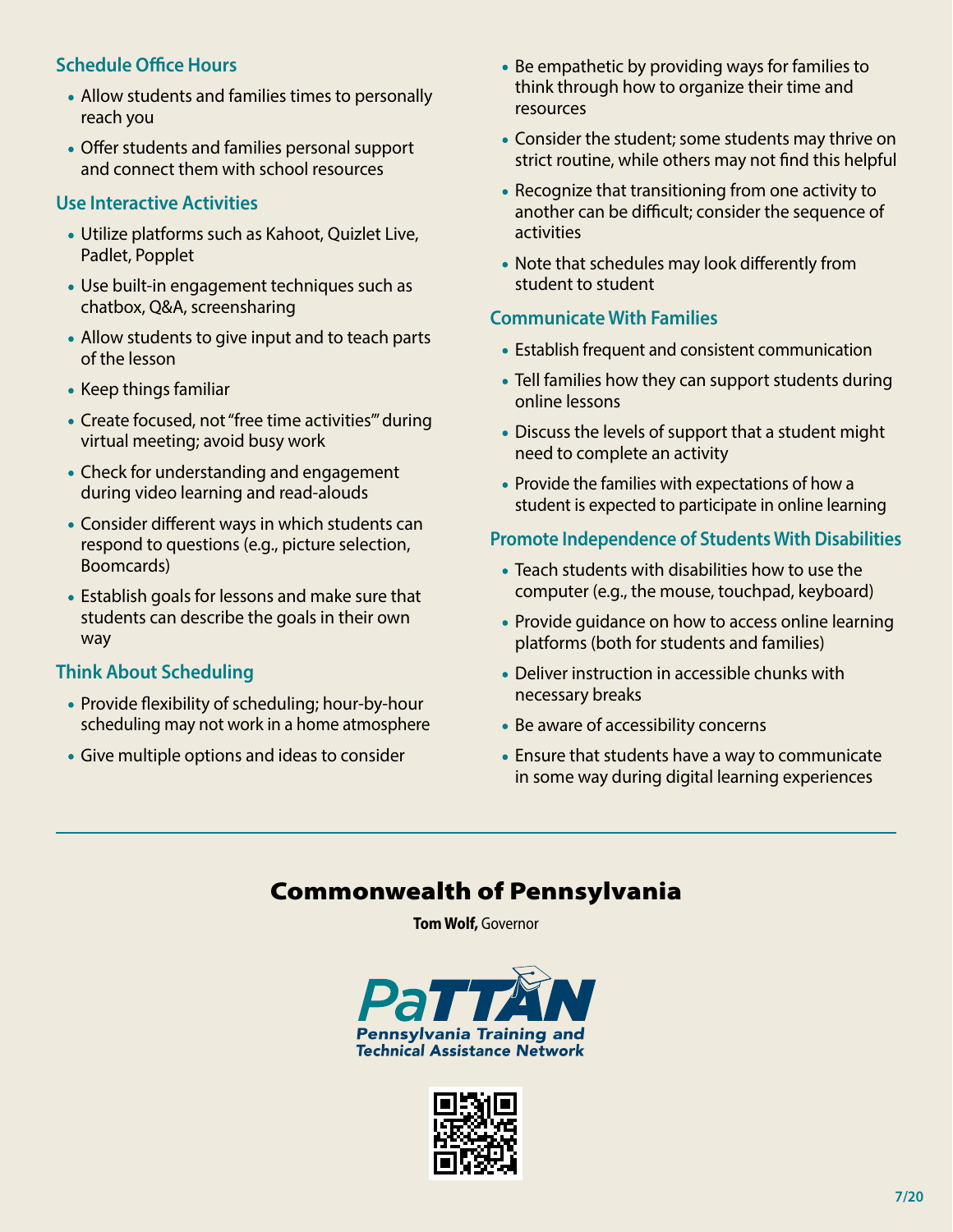### Schedule Office Hours

- Allow students and families times to personally reach you
- Offer students and families personal support and connect them with school resources

### Use Interactive Activities

- Utilize platforms such as Kahoot, Quizlet Live, Padlet, Popplet
- Use built-in engagement techniques such as chatbox, Q&A, screensharing
- Allow students to give input and to teach parts of the lesson
- Keep things familiar
- Create focused, not "free time activities'" during virtual meeting; avoid busy work
- Check for understanding and engagement during video learning and read-alouds
- Consider different ways in which students can respond to questions (e.g., picture selection, Boomcards)
- Establish goals for lessons and make sure that students can describe the goals in their own way

### Think About Scheduling

- Provide flexibility of scheduling; hour-by-hour scheduling may not work in a home atmosphere
- Give multiple options and ideas to consider
- Be empathetic by providing ways for families to think through how to organize their time and resources
- Consider the student; some students may thrive on strict routine, while others may not find this helpful
- Recognize that transitioning from one activity to another can be difficult; consider the sequence of activities
- Note that schedules may look differently from student to student

### Communicate With Families

- Establish frequent and consistent communication
- Tell families how they can support students during online lessons
- Discuss the levels of support that a student might need to complete an activity
- Provide the families with expectations of how a student is expected to participate in online learning

### Promote Independence of Students With Disabilities

- Teach students with disabilities how to use the computer (e.g., the mouse, touchpad, keyboard)
- Provide guidance on how to access online learning platforms (both for students and families)
- Deliver instruction in accessible chunks with necessary breaks
- Be aware of accessibility concerns
- Ensure that students have a way to communicate in some way during digital learning experiences

---

## Commonwealth of Pennsylvania

**Tom Wolf,** Governor

PaTTAN
Pennsylvania Training and Technical Assistance Network